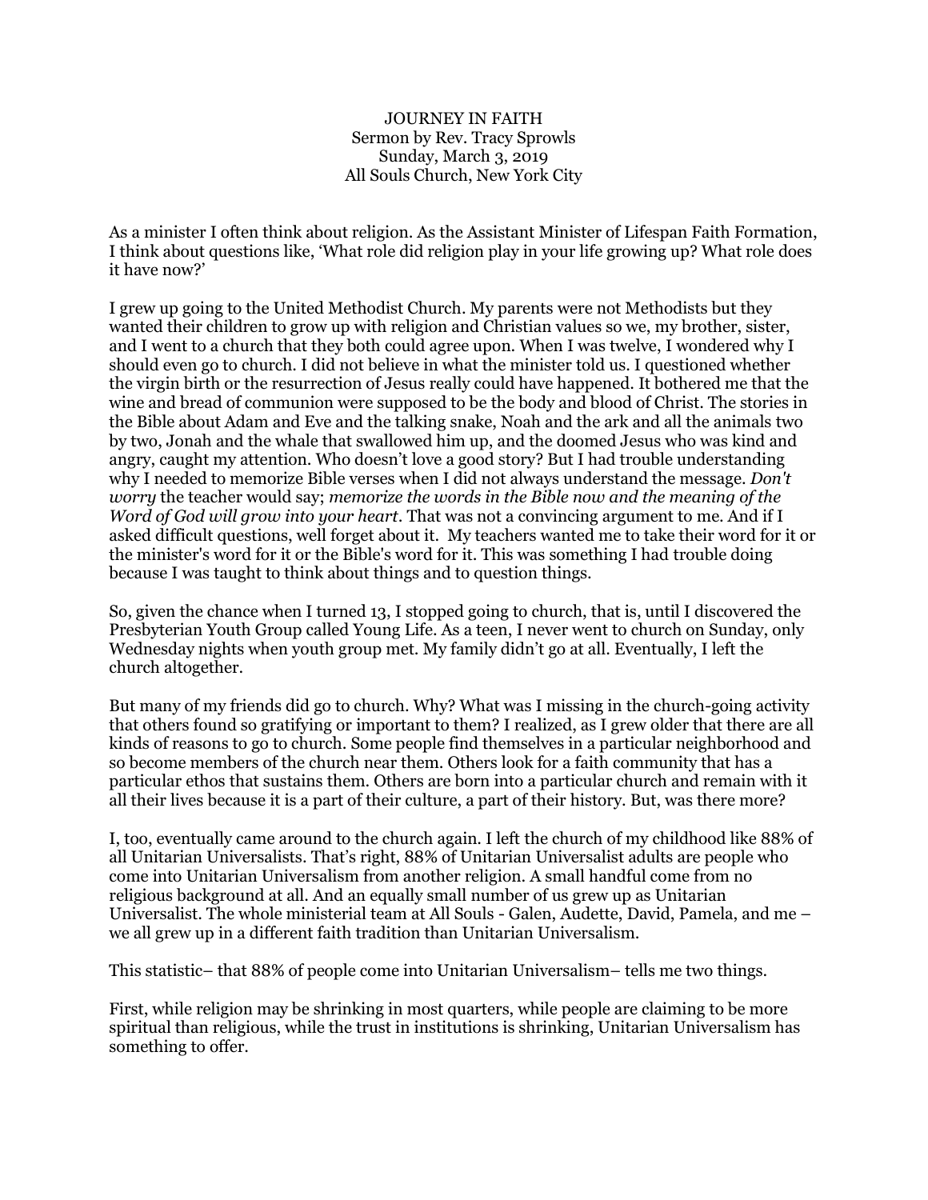JOURNEY IN FAITH
Sermon by Rev. Tracy Sprowls
Sunday, March 3, 2019
All Souls Church, New York City

As a minister I often think about religion. As the Assistant Minister of Lifespan Faith Formation, I think about questions like, 'What role did religion play in your life growing up? What role does it have now?'

I grew up going to the United Methodist Church. My parents were not Methodists but they wanted their children to grow up with religion and Christian values so we, my brother, sister, and I went to a church that they both could agree upon. When I was twelve, I wondered why I should even go to church. I did not believe in what the minister told us. I questioned whether the virgin birth or the resurrection of Jesus really could have happened. It bothered me that the wine and bread of communion were supposed to be the body and blood of Christ. The stories in the Bible about Adam and Eve and the talking snake, Noah and the ark and all the animals two by two, Jonah and the whale that swallowed him up, and the doomed Jesus who was kind and angry, caught my attention. Who doesn't love a good story? But I had trouble understanding why I needed to memorize Bible verses when I did not always understand the message. *Don't worry* the teacher would say; *memorize the words in the Bible now and the meaning of the Word of God will grow into your heart*. That was not a convincing argument to me. And if I asked difficult questions, well forget about it. My teachers wanted me to take their word for it or the minister's word for it or the Bible's word for it. This was something I had trouble doing because I was taught to think about things and to question things.

So, given the chance when I turned 13, I stopped going to church, that is, until I discovered the Presbyterian Youth Group called Young Life. As a teen, I never went to church on Sunday, only Wednesday nights when youth group met. My family didn't go at all. Eventually, I left the church altogether.

But many of my friends did go to church. Why? What was I missing in the church-going activity that others found so gratifying or important to them? I realized, as I grew older that there are all kinds of reasons to go to church. Some people find themselves in a particular neighborhood and so become members of the church near them. Others look for a faith community that has a particular ethos that sustains them. Others are born into a particular church and remain with it all their lives because it is a part of their culture, a part of their history. But, was there more?

I, too, eventually came around to the church again. I left the church of my childhood like 88% of all Unitarian Universalists. That's right, 88% of Unitarian Universalist adults are people who come into Unitarian Universalism from another religion. A small handful come from no religious background at all. And an equally small number of us grew up as Unitarian Universalist. The whole ministerial team at All Souls - Galen, Audette, David, Pamela, and me – we all grew up in a different faith tradition than Unitarian Universalism.

This statistic– that 88% of people come into Unitarian Universalism– tells me two things.

First, while religion may be shrinking in most quarters, while people are claiming to be more spiritual than religious, while the trust in institutions is shrinking, Unitarian Universalism has something to offer.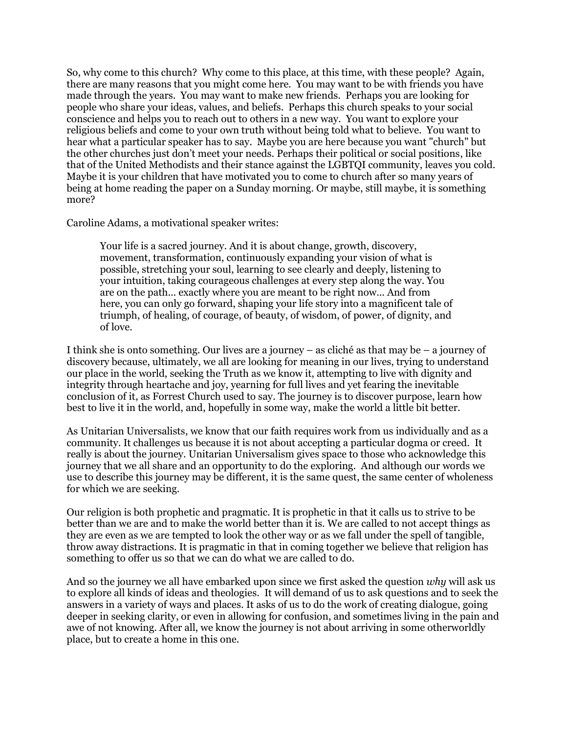So, why come to this church? Why come to this place, at this time, with these people? Again, there are many reasons that you might come here. You may want to be with friends you have made through the years. You may want to make new friends. Perhaps you are looking for people who share your ideas, values, and beliefs. Perhaps this church speaks to your social conscience and helps you to reach out to others in a new way. You want to explore your religious beliefs and come to your own truth without being told what to believe. You want to hear what a particular speaker has to say. Maybe you are here because you want "church" but the other churches just don't meet your needs. Perhaps their political or social positions, like that of the United Methodists and their stance against the LGBTQI community, leaves you cold. Maybe it is your children that have motivated you to come to church after so many years of being at home reading the paper on a Sunday morning. Or maybe, still maybe, it is something more?

Caroline Adams, a motivational speaker writes:

> Your life is a sacred journey. And it is about change, growth, discovery, movement, transformation, continuously expanding your vision of what is possible, stretching your soul, learning to see clearly and deeply, listening to your intuition, taking courageous challenges at every step along the way. You are on the path... exactly where you are meant to be right now... And from here, you can only go forward, shaping your life story into a magnificent tale of triumph, of healing, of courage, of beauty, of wisdom, of power, of dignity, and of love.

I think she is onto something. Our lives are a journey – as cliché as that may be – a journey of discovery because, ultimately, we all are looking for meaning in our lives, trying to understand our place in the world, seeking the Truth as we know it, attempting to live with dignity and integrity through heartache and joy, yearning for full lives and yet fearing the inevitable conclusion of it, as Forrest Church used to say. The journey is to discover purpose, learn how best to live it in the world, and, hopefully in some way, make the world a little bit better.

As Unitarian Universalists, we know that our faith requires work from us individually and as a community. It challenges us because it is not about accepting a particular dogma or creed. It really is about the journey. Unitarian Universalism gives space to those who acknowledge this journey that we all share and an opportunity to do the exploring. And although our words we use to describe this journey may be different, it is the same quest, the same center of wholeness for which we are seeking.

Our religion is both prophetic and pragmatic. It is prophetic in that it calls us to strive to be better than we are and to make the world better than it is. We are called to not accept things as they are even as we are tempted to look the other way or as we fall under the spell of tangible, throw away distractions. It is pragmatic in that in coming together we believe that religion has something to offer us so that we can do what we are called to do.

And so the journey we all have embarked upon since we first asked the question *why* will ask us to explore all kinds of ideas and theologies. It will demand of us to ask questions and to seek the answers in a variety of ways and places. It asks of us to do the work of creating dialogue, going deeper in seeking clarity, or even in allowing for confusion, and sometimes living in the pain and awe of not knowing. After all, we know the journey is not about arriving in some otherworldly place, but to create a home in this one.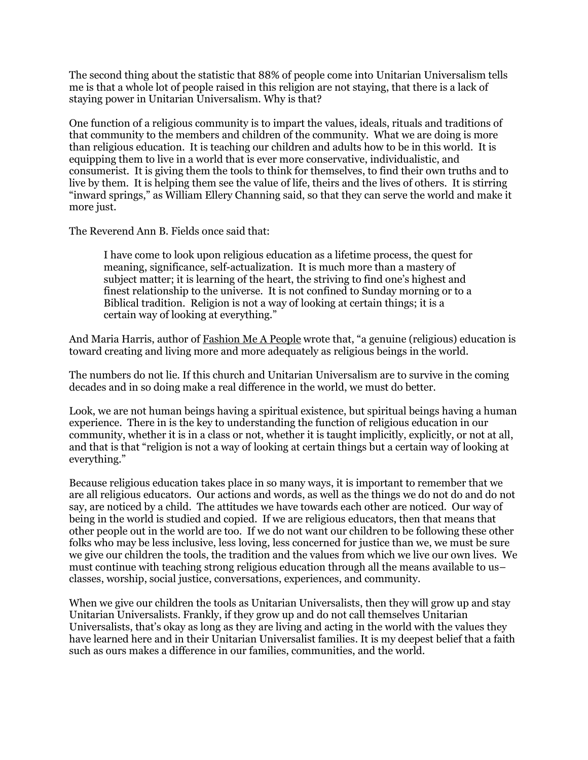The second thing about the statistic that 88% of people come into Unitarian Universalism tells me is that a whole lot of people raised in this religion are not staying, that there is a lack of staying power in Unitarian Universalism. Why is that?

One function of a religious community is to impart the values, ideals, rituals and traditions of that community to the members and children of the community. What we are doing is more than religious education. It is teaching our children and adults how to be in this world. It is equipping them to live in a world that is ever more conservative, individualistic, and consumerist. It is giving them the tools to think for themselves, to find their own truths and to live by them. It is helping them see the value of life, theirs and the lives of others. It is stirring "inward springs," as William Ellery Channing said, so that they can serve the world and make it more just.

The Reverend Ann B. Fields once said that:

> I have come to look upon religious education as a lifetime process, the quest for meaning, significance, self-actualization. It is much more than a mastery of subject matter; it is learning of the heart, the striving to find one's highest and finest relationship to the universe. It is not confined to Sunday morning or to a Biblical tradition. Religion is not a way of looking at certain things; it is a certain way of looking at everything."

And Maria Harris, author of Fashion Me A People wrote that, "a genuine (religious) education is toward creating and living more and more adequately as religious beings in the world.

The numbers do not lie. If this church and Unitarian Universalism are to survive in the coming decades and in so doing make a real difference in the world, we must do better.

Look, we are not human beings having a spiritual existence, but spiritual beings having a human experience. There in is the key to understanding the function of religious education in our community, whether it is in a class or not, whether it is taught implicitly, explicitly, or not at all, and that is that "religion is not a way of looking at certain things but a certain way of looking at everything."

Because religious education takes place in so many ways, it is important to remember that we are all religious educators. Our actions and words, as well as the things we do not do and do not say, are noticed by a child. The attitudes we have towards each other are noticed. Our way of being in the world is studied and copied. If we are religious educators, then that means that other people out in the world are too. If we do not want our children to be following these other folks who may be less inclusive, less loving, less concerned for justice than we, we must be sure we give our children the tools, the tradition and the values from which we live our own lives. We must continue with teaching strong religious education through all the means available to us– classes, worship, social justice, conversations, experiences, and community.

When we give our children the tools as Unitarian Universalists, then they will grow up and stay Unitarian Universalists. Frankly, if they grow up and do not call themselves Unitarian Universalists, that's okay as long as they are living and acting in the world with the values they have learned here and in their Unitarian Universalist families. It is my deepest belief that a faith such as ours makes a difference in our families, communities, and the world.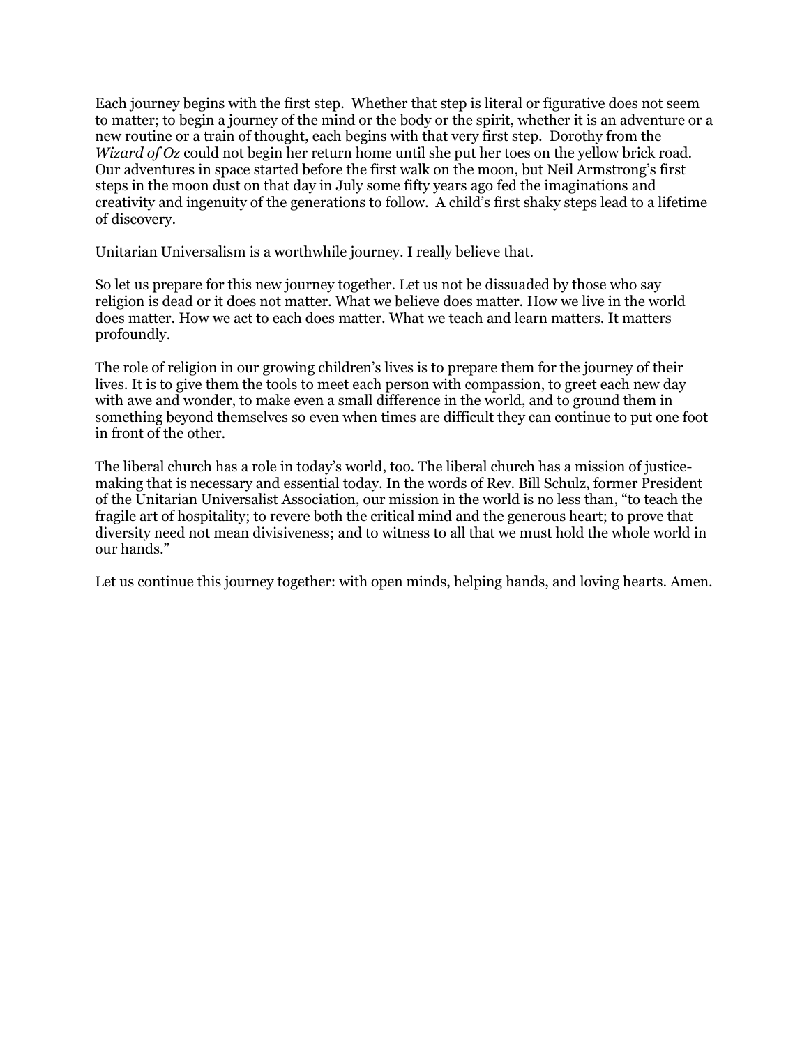Each journey begins with the first step. Whether that step is literal or figurative does not seem to matter; to begin a journey of the mind or the body or the spirit, whether it is an adventure or a new routine or a train of thought, each begins with that very first step. Dorothy from the *Wizard of Oz* could not begin her return home until she put her toes on the yellow brick road. Our adventures in space started before the first walk on the moon, but Neil Armstrong's first steps in the moon dust on that day in July some fifty years ago fed the imaginations and creativity and ingenuity of the generations to follow. A child's first shaky steps lead to a lifetime of discovery.

Unitarian Universalism is a worthwhile journey. I really believe that.

So let us prepare for this new journey together. Let us not be dissuaded by those who say religion is dead or it does not matter. What we believe does matter. How we live in the world does matter. How we act to each does matter. What we teach and learn matters. It matters profoundly.

The role of religion in our growing children's lives is to prepare them for the journey of their lives. It is to give them the tools to meet each person with compassion, to greet each new day with awe and wonder, to make even a small difference in the world, and to ground them in something beyond themselves so even when times are difficult they can continue to put one foot in front of the other.

The liberal church has a role in today's world, too. The liberal church has a mission of justice-making that is necessary and essential today. In the words of Rev. Bill Schulz, former President of the Unitarian Universalist Association, our mission in the world is no less than, "to teach the fragile art of hospitality; to revere both the critical mind and the generous heart; to prove that diversity need not mean divisiveness; and to witness to all that we must hold the whole world in our hands."

Let us continue this journey together: with open minds, helping hands, and loving hearts. Amen.